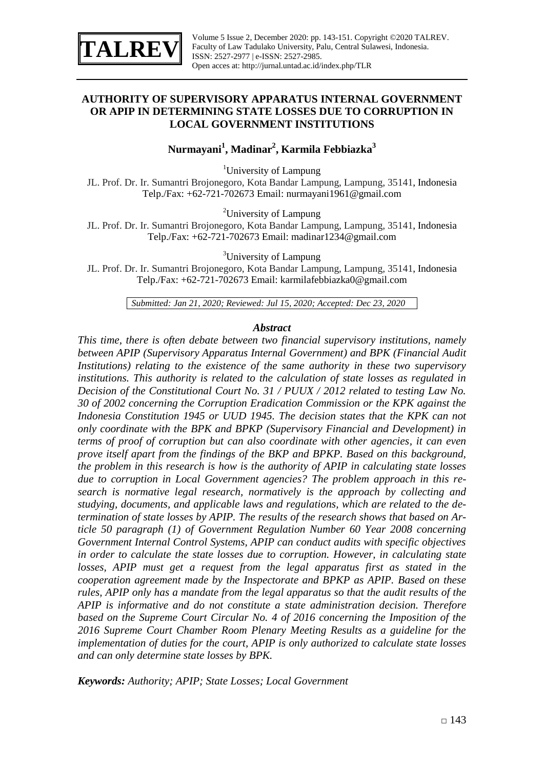# AUTHORITY OF SUPERVISORY APPARATUS INTERNAL GOVERNMENT OR APIP IN DETERMINING STATE LOSSES DUE TO CORRUPTION IN LOCAL GOVERNMENT INSTITUTIONS

**Nurmayani[1], Madinar[2], Karmila Febbiazka[3]**

[1]University of Lampung
JL. Prof. Dr. Ir. Sumantri Brojonegoro, Kota Bandar Lampung, Lampung, 35141, Indonesia
Telp./Fax: +62-721-702673 Email: nurmayani1961@gmail.com

[2]University of Lampung
JL. Prof. Dr. Ir. Sumantri Brojonegoro, Kota Bandar Lampung, Lampung, 35141, Indonesia
Telp./Fax: +62-721-702673 Email: madinar1234@gmail.com

[3]University of Lampung
JL. Prof. Dr. Ir. Sumantri Brojonegoro, Kota Bandar Lampung, Lampung, 35141, Indonesia
Telp./Fax: +62-721-702673 Email: karmilafebbiazka0@gmail.com

*Submitted: Jan 21, 2020; Reviewed: Jul 15, 2020; Accepted: Dec 23, 2020*

### *Abstract*

*This time, there is often debate between two financial supervisory institutions, namely between APIP (Supervisory Apparatus Internal Government) and BPK (Financial Audit Institutions) relating to the existence of the same authority in these two supervisory institutions. This authority is related to the calculation of state losses as regulated in Decision of the Constitutional Court No. 31 / PUUX / 2012 related to testing Law No. 30 of 2002 concerning the Corruption Eradication Commission or the KPK against the Indonesia Constitution 1945 or UUD 1945. The decision states that the KPK can not only coordinate with the BPK and BPKP (Supervisory Financial and Development) in terms of proof of corruption but can also coordinate with other agencies, it can even prove itself apart from the findings of the BKP and BPKP. Based on this background, the problem in this research is how is the authority of APIP in calculating state losses due to corruption in Local Government agencies? The problem approach in this research is normative legal research, normatively is the approach by collecting and studying, documents, and applicable laws and regulations, which are related to the determination of state losses by APIP. The results of the research shows that based on Article 50 paragraph (1) of Government Regulation Number 60 Year 2008 concerning Government Internal Control Systems, APIP can conduct audits with specific objectives in order to calculate the state losses due to corruption. However, in calculating state losses, APIP must get a request from the legal apparatus first as stated in the cooperation agreement made by the Inspectorate and BPKP as APIP. Based on these rules, APIP only has a mandate from the legal apparatus so that the audit results of the APIP is informative and do not constitute a state administration decision. Therefore based on the Supreme Court Circular No. 4 of 2016 concerning the Imposition of the 2016 Supreme Court Chamber Room Plenary Meeting Results as a guideline for the implementation of duties for the court, APIP is only authorized to calculate state losses and can only determine state losses by BPK.*

***Keywords:** Authority; APIP; State Losses; Local Government*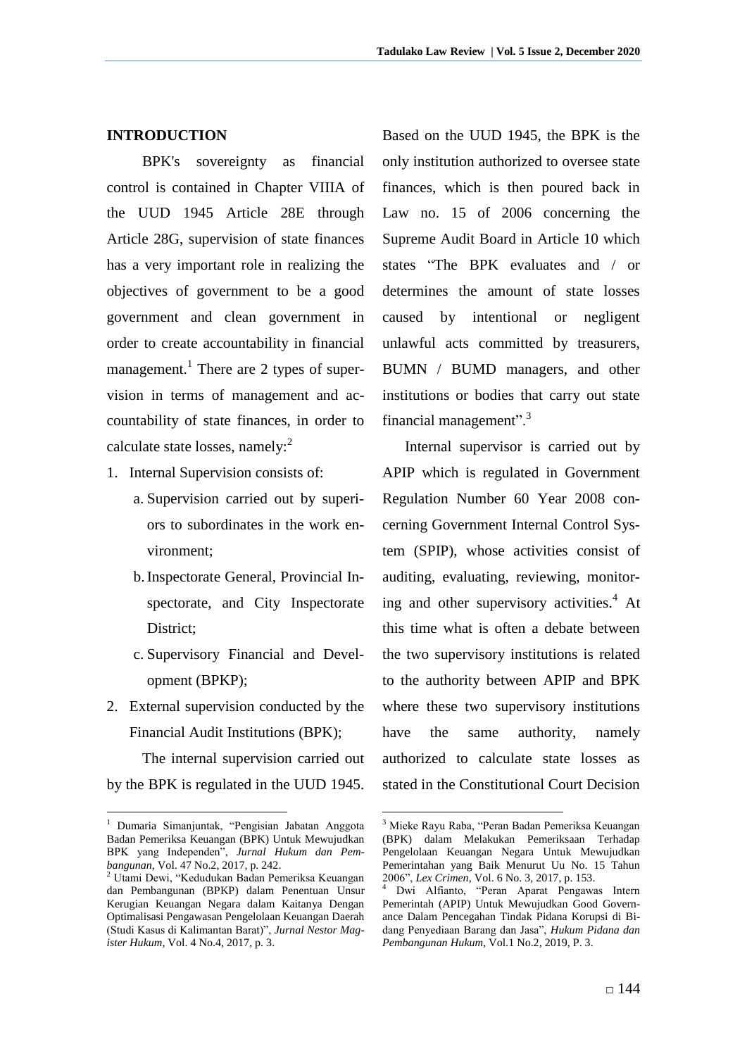## INTRODUCTION

BPK's sovereignty as financial control is contained in Chapter VIIIA of the UUD 1945 Article 28E through Article 28G, supervision of state finances has a very important role in realizing the objectives of government to be a good government and clean government in order to create accountability in financial management.[1] There are 2 types of supervision in terms of management and accountability of state finances, in order to calculate state losses, namely:[2]

1. Internal Supervision consists of:
   a. Supervision carried out by superiors to subordinates in the work environment;
   b. Inspectorate General, Provincial Inspectorate, and City Inspectorate District;
   c. Supervisory Financial and Development (BPKP);
2. External supervision conducted by the Financial Audit Institutions (BPK);

The internal supervision carried out by the BPK is regulated in the UUD 1945. Based on the UUD 1945, the BPK is the only institution authorized to oversee state finances, which is then poured back in Law no. 15 of 2006 concerning the Supreme Audit Board in Article 10 which states "The BPK evaluates and / or determines the amount of state losses caused by intentional or negligent unlawful acts committed by treasurers, BUMN / BUMD managers, and other institutions or bodies that carry out state financial management".[3]

Internal supervisor is carried out by APIP which is regulated in Government Regulation Number 60 Year 2008 concerning Government Internal Control System (SPIP), whose activities consist of auditing, evaluating, reviewing, monitoring and other supervisory activities.[4] At this time what is often a debate between the two supervisory institutions is related to the authority between APIP and BPK where these two supervisory institutions have the same authority, namely authorized to calculate state losses as stated in the Constitutional Court Decision

---

[1] Dumaria Simanjuntak, "Pengisian Jabatan Anggota Badan Pemeriksa Keuangan (BPK) Untuk Mewujudkan BPK yang Independen", *Jurnal Hukum dan Pembangunan*, Vol. 47 No.2, 2017, p. 242.

[2] Utami Dewi, "Kedudukan Badan Pemeriksa Keuangan dan Pembangunan (BPKP) dalam Penentuan Unsur Kerugian Keuangan Negara dalam Kaitanya Dengan Optimalisasi Pengawasan Pengelolaan Keuangan Daerah (Studi Kasus di Kalimantan Barat)", *Jurnal Nestor Magister Hukum*, Vol. 4 No.4, 2017, p. 3.

[3] Mieke Rayu Raba, "Peran Badan Pemeriksa Keuangan (BPK) dalam Melakukan Pemeriksaan Terhadap Pengelolaan Keuangan Negara Untuk Mewujudkan Pemerintahan yang Baik Menurut Uu No. 15 Tahun 2006", *Lex Crimen*, Vol. 6 No. 3, 2017, p. 153.

[4] Dwi Alfianto, "Peran Aparat Pengawas Intern Pemerintah (APIP) Untuk Mewujudkan Good Governance Dalam Pencegahan Tindak Pidana Korupsi di Bidang Penyediaan Barang dan Jasa", *Hukum Pidana dan Pembangunan Hukum*, Vol.1 No.2, 2019, P. 3.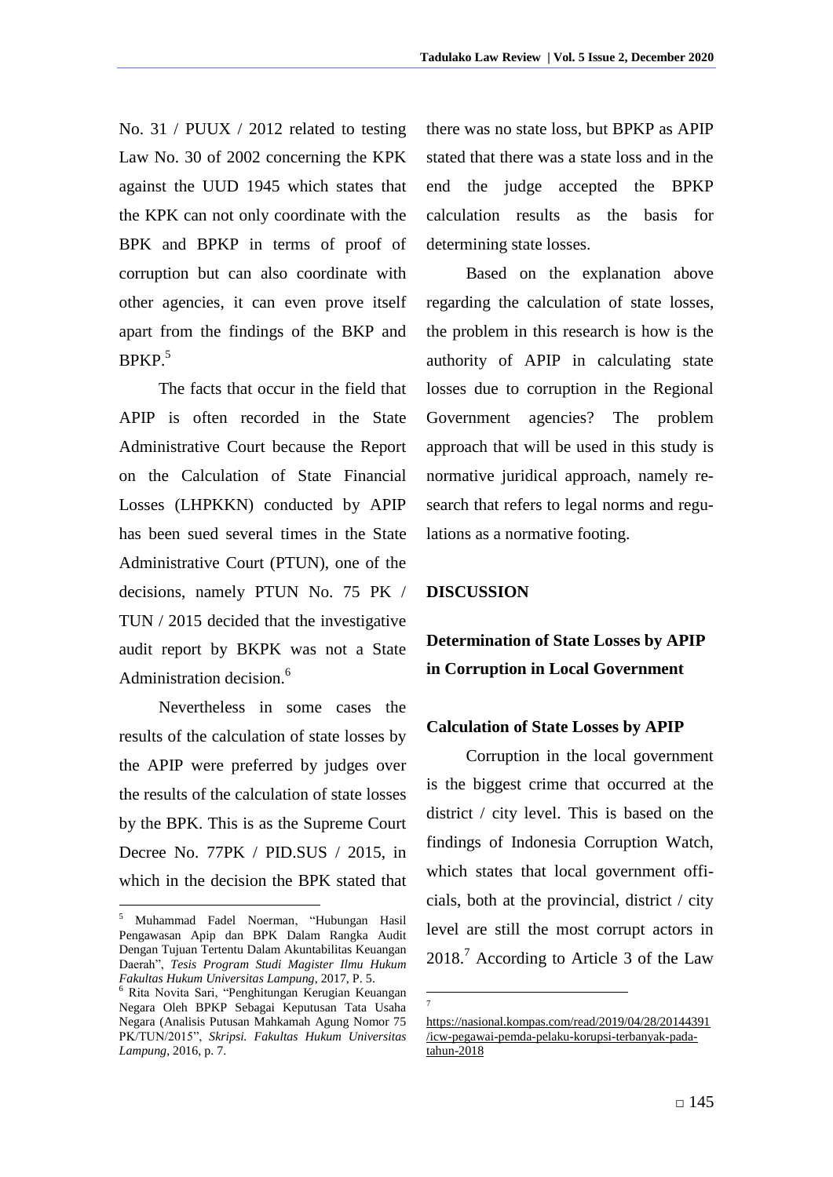No. 31 / PUUX / 2012 related to testing Law No. 30 of 2002 concerning the KPK against the UUD 1945 which states that the KPK can not only coordinate with the BPK and BPKP in terms of proof of corruption but can also coordinate with other agencies, it can even prove itself apart from the findings of the BKP and BPKP.[5]

The facts that occur in the field that APIP is often recorded in the State Administrative Court because the Report on the Calculation of State Financial Losses (LHPKKN) conducted by APIP has been sued several times in the State Administrative Court (PTUN), one of the decisions, namely PTUN No. 75 PK / TUN / 2015 decided that the investigative audit report by BKPK was not a State Administration decision.[6]

Nevertheless in some cases the results of the calculation of state losses by the APIP were preferred by judges over the results of the calculation of state losses by the BPK. This is as the Supreme Court Decree No. 77PK / PID.SUS / 2015, in which in the decision the BPK stated that there was no state loss, but BPKP as APIP stated that there was a state loss and in the end the judge accepted the BPKP calculation results as the basis for determining state losses.

Based on the explanation above regarding the calculation of state losses, the problem in this research is how is the authority of APIP in calculating state losses due to corruption in the Regional Government agencies? The problem approach that will be used in this study is normative juridical approach, namely research that refers to legal norms and regulations as a normative footing.

## DISCUSSION

### Determination of State Losses by APIP in Corruption in Local Government

#### Calculation of State Losses by APIP

Corruption in the local government is the biggest crime that occurred at the district / city level. This is based on the findings of Indonesia Corruption Watch, which states that local government officials, both at the provincial, district / city level are still the most corrupt actors in 2018.[7] According to Article 3 of the Law

---

[5] Muhammad Fadel Noerman, "Hubungan Hasil Pengawasan Apip dan BPK Dalam Rangka Audit Dengan Tujuan Tertentu Dalam Akuntabilitas Keuangan Daerah", *Tesis Program Studi Magister Ilmu Hukum Fakultas Hukum Universitas Lampung*, 2017, P. 5.

[6] Rita Novita Sari, "Penghitungan Kerugian Keuangan Negara Oleh BPKP Sebagai Keputusan Tata Usaha Negara (Analisis Putusan Mahkamah Agung Nomor 75 PK/TUN/2015", *Skripsi. Fakultas Hukum Universitas Lampung*, 2016, p. 7.

[7] https://nasional.kompas.com/read/2019/04/28/20144391/icw-pegawai-pemda-pelaku-korupsi-terbanyak-pada-tahun-2018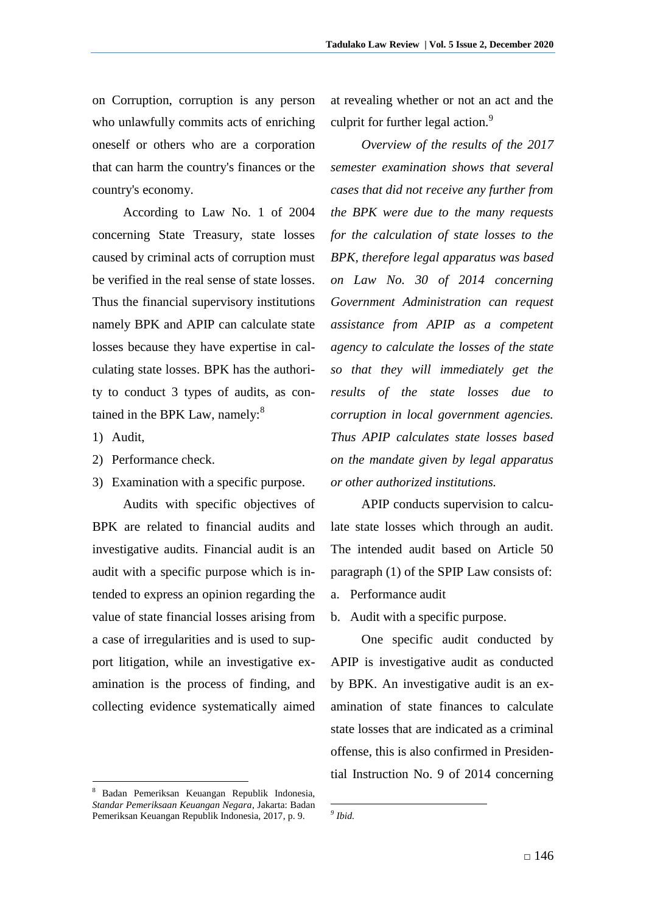on Corruption, corruption is any person who unlawfully commits acts of enriching oneself or others who are a corporation that can harm the country's finances or the country's economy.

According to Law No. 1 of 2004 concerning State Treasury, state losses caused by criminal acts of corruption must be verified in the real sense of state losses. Thus the financial supervisory institutions namely BPK and APIP can calculate state losses because they have expertise in calculating state losses. BPK has the authority to conduct 3 types of audits, as contained in the BPK Law, namely:[8]

1) Audit,
2) Performance check.
3) Examination with a specific purpose.

Audits with specific objectives of BPK are related to financial audits and investigative audits. Financial audit is an audit with a specific purpose which is intended to express an opinion regarding the value of state financial losses arising from a case of irregularities and is used to support litigation, while an investigative examination is the process of finding, and collecting evidence systematically aimed at revealing whether or not an act and the culprit for further legal action.[9]

*Overview of the results of the 2017 semester examination shows that several cases that did not receive any further from the BPK were due to the many requests for the calculation of state losses to the BPK, therefore legal apparatus was based on Law No. 30 of 2014 concerning Government Administration can request assistance from APIP as a competent agency to calculate the losses of the state so that they will immediately get the results of the state losses due to corruption in local government agencies. Thus APIP calculates state losses based on the mandate given by legal apparatus or other authorized institutions.*

APIP conducts supervision to calculate state losses which through an audit. The intended audit based on Article 50 paragraph (1) of the SPIP Law consists of:

a. Performance audit
b. Audit with a specific purpose.

One specific audit conducted by APIP is investigative audit as conducted by BPK. An investigative audit is an examination of state finances to calculate state losses that are indicated as a criminal offense, this is also confirmed in Presidential Instruction No. 9 of 2014 concerning

---

[8] Badan Pemeriksan Keuangan Republik Indonesia, *Standar Pemeriksaan Keuangan Negara*, Jakarta: Badan Pemeriksan Keuangan Republik Indonesia, 2017, p. 9.

[9] *Ibid.*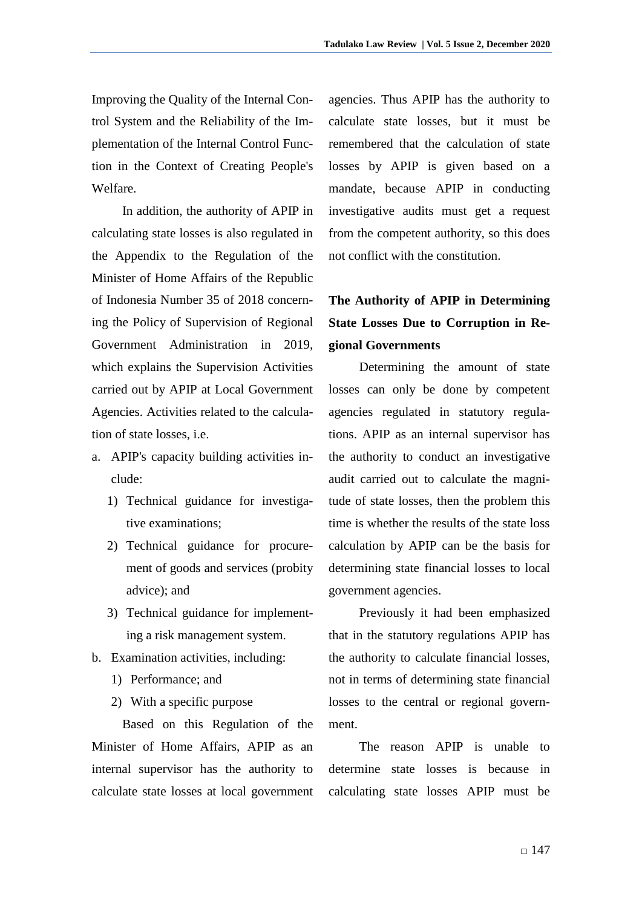Improving the Quality of the Internal Control System and the Reliability of the Implementation of the Internal Control Function in the Context of Creating People's Welfare.

In addition, the authority of APIP in calculating state losses is also regulated in the Appendix to the Regulation of the Minister of Home Affairs of the Republic of Indonesia Number 35 of 2018 concerning the Policy of Supervision of Regional Government Administration in 2019, which explains the Supervision Activities carried out by APIP at Local Government Agencies. Activities related to the calculation of state losses, i.e.

a. APIP's capacity building activities include:
   1) Technical guidance for investigative examinations;
   2) Technical guidance for procurement of goods and services (probity advice); and
   3) Technical guidance for implementing a risk management system.
b. Examination activities, including:
   1) Performance; and
   2) With a specific purpose

Based on this Regulation of the Minister of Home Affairs, APIP as an internal supervisor has the authority to calculate state losses at local government agencies. Thus APIP has the authority to calculate state losses, but it must be remembered that the calculation of state losses by APIP is given based on a mandate, because APIP in conducting investigative audits must get a request from the competent authority, so this does not conflict with the constitution.

## The Authority of APIP in Determining State Losses Due to Corruption in Regional Governments

Determining the amount of state losses can only be done by competent agencies regulated in statutory regulations. APIP as an internal supervisor has the authority to conduct an investigative audit carried out to calculate the magnitude of state losses, then the problem this time is whether the results of the state loss calculation by APIP can be the basis for determining state financial losses to local government agencies.

Previously it had been emphasized that in the statutory regulations APIP has the authority to calculate financial losses, not in terms of determining state financial losses to the central or regional government.

The reason APIP is unable to determine state losses is because in calculating state losses APIP must be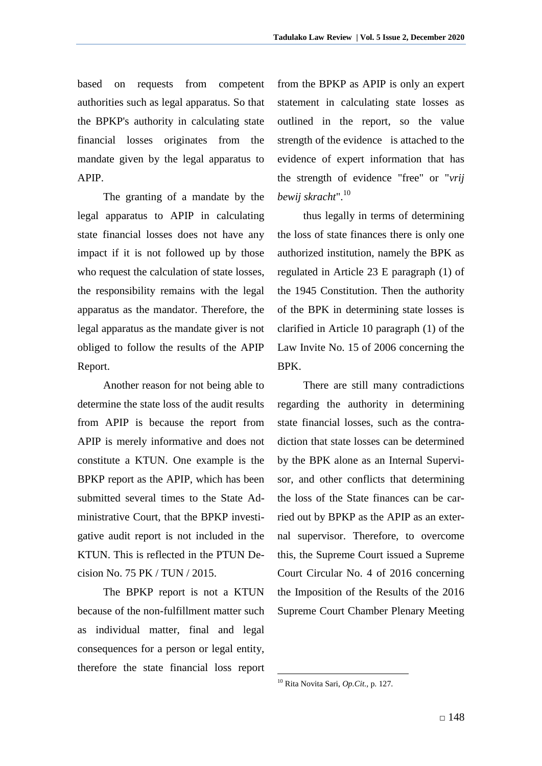based on requests from competent authorities such as legal apparatus. So that the BPKP's authority in calculating state financial losses originates from the mandate given by the legal apparatus to APIP.

The granting of a mandate by the legal apparatus to APIP in calculating state financial losses does not have any impact if it is not followed up by those who request the calculation of state losses, the responsibility remains with the legal apparatus as the mandator. Therefore, the legal apparatus as the mandate giver is not obliged to follow the results of the APIP Report.

Another reason for not being able to determine the state loss of the audit results from APIP is because the report from APIP is merely informative and does not constitute a KTUN. One example is the BPKP report as the APIP, which has been submitted several times to the State Administrative Court, that the BPKP investigative audit report is not included in the KTUN. This is reflected in the PTUN Decision No. 75 PK / TUN / 2015.

The BPKP report is not a KTUN because of the non-fulfillment matter such as individual matter, final and legal consequences for a person or legal entity, therefore the state financial loss report from the BPKP as APIP is only an expert statement in calculating state losses as outlined in the report, so the value strength of the evidence is attached to the evidence of expert information that has the strength of evidence "free" or "*vrij bewij skracht*".[10]

thus legally in terms of determining the loss of state finances there is only one authorized institution, namely the BPK as regulated in Article 23 E paragraph (1) of the 1945 Constitution. Then the authority of the BPK in determining state losses is clarified in Article 10 paragraph (1) of the Law Invite No. 15 of 2006 concerning the BPK.

There are still many contradictions regarding the authority in determining state financial losses, such as the contradiction that state losses can be determined by the BPK alone as an Internal Supervisor, and other conflicts that determining the loss of the State finances can be carried out by BPKP as the APIP as an external supervisor. Therefore, to overcome this, the Supreme Court issued a Supreme Court Circular No. 4 of 2016 concerning the Imposition of the Results of the 2016 Supreme Court Chamber Plenary Meeting

---

[10] Rita Novita Sari, *Op.Cit.*, p. 127.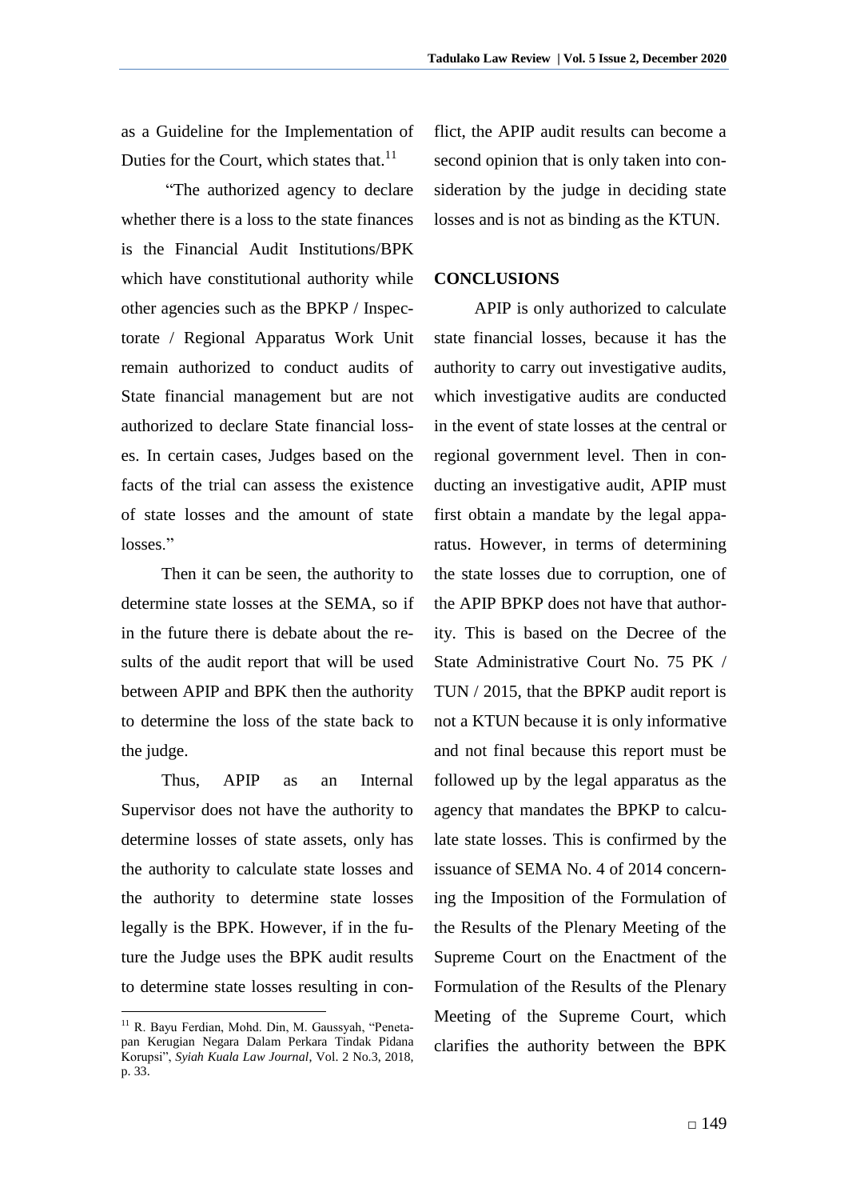as a Guideline for the Implementation of Duties for the Court, which states that.[11]

"The authorized agency to declare whether there is a loss to the state finances is the Financial Audit Institutions/BPK which have constitutional authority while other agencies such as the BPKP / Inspectorate / Regional Apparatus Work Unit remain authorized to conduct audits of State financial management but are not authorized to declare State financial losses. In certain cases, Judges based on the facts of the trial can assess the existence of state losses and the amount of state losses."

Then it can be seen, the authority to determine state losses at the SEMA, so if in the future there is debate about the results of the audit report that will be used between APIP and BPK then the authority to determine the loss of the state back to the judge.

Thus, APIP as an Internal Supervisor does not have the authority to determine losses of state assets, only has the authority to calculate state losses and the authority to determine state losses legally is the BPK. However, if in the future the Judge uses the BPK audit results to determine state losses resulting in conflict, the APIP audit results can become a second opinion that is only taken into consideration by the judge in deciding state losses and is not as binding as the KTUN.

## CONCLUSIONS

APIP is only authorized to calculate state financial losses, because it has the authority to carry out investigative audits, which investigative audits are conducted in the event of state losses at the central or regional government level. Then in conducting an investigative audit, APIP must first obtain a mandate by the legal apparatus. However, in terms of determining the state losses due to corruption, one of the APIP BPKP does not have that authority. This is based on the Decree of the State Administrative Court No. 75 PK / TUN / 2015, that the BPKP audit report is not a KTUN because it is only informative and not final because this report must be followed up by the legal apparatus as the agency that mandates the BPKP to calculate state losses. This is confirmed by the issuance of SEMA No. 4 of 2014 concerning the Imposition of the Formulation of the Results of the Plenary Meeting of the Supreme Court on the Enactment of the Formulation of the Results of the Plenary Meeting of the Supreme Court, which clarifies the authority between the BPK

[11] R. Bayu Ferdian, Mohd. Din, M. Gaussyah, "Penetapan Kerugian Negara Dalam Perkara Tindak Pidana Korupsi", *Syiah Kuala Law Journal*, Vol. 2 No.3, 2018, p. 33.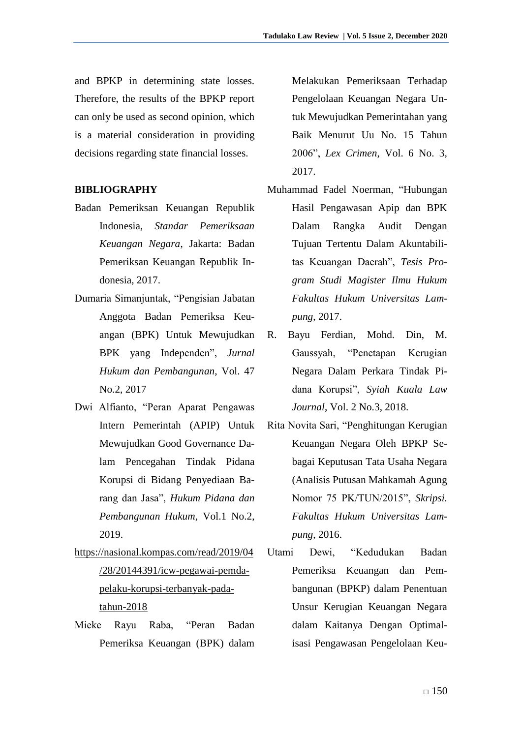and BPKP in determining state losses. Therefore, the results of the BPKP report can only be used as second opinion, which is a material consideration in providing decisions regarding state financial losses.

## BIBLIOGRAPHY

Badan Pemeriksan Keuangan Republik Indonesia, *Standar Pemeriksaan Keuangan Negara*, Jakarta: Badan Pemeriksan Keuangan Republik Indonesia, 2017.

Dumaria Simanjuntak, "Pengisian Jabatan Anggota Badan Pemeriksa Keuangan (BPK) Untuk Mewujudkan BPK yang Independen", *Jurnal Hukum dan Pembangunan*, Vol. 47 No.2, 2017

Dwi Alfianto, "Peran Aparat Pengawas Intern Pemerintah (APIP) Untuk Mewujudkan Good Governance Dalam Pencegahan Tindak Pidana Korupsi di Bidang Penyediaan Barang dan Jasa", *Hukum Pidana dan Pembangunan Hukum*, Vol.1 No.2, 2019.

https://nasional.kompas.com/read/2019/04/28/20144391/icw-pegawai-pemda-pelaku-korupsi-terbanyak-pada-tahun-2018

Mieke Rayu Raba, "Peran Badan Pemeriksa Keuangan (BPK) dalam Melakukan Pemeriksaan Terhadap Pengelolaan Keuangan Negara Untuk Mewujudkan Pemerintahan yang Baik Menurut Uu No. 15 Tahun 2006", *Lex Crimen*, Vol. 6 No. 3, 2017.

Muhammad Fadel Noerman, "Hubungan Hasil Pengawasan Apip dan BPK Dalam Rangka Audit Dengan Tujuan Tertentu Dalam Akuntabilitas Keuangan Daerah", *Tesis Program Studi Magister Ilmu Hukum Fakultas Hukum Universitas Lampung*, 2017.

R. Bayu Ferdian, Mohd. Din, M. Gaussyah, "Penetapan Kerugian Negara Dalam Perkara Tindak Pidana Korupsi", *Syiah Kuala Law Journal*, Vol. 2 No.3, 2018.

Rita Novita Sari, "Penghitungan Kerugian Keuangan Negara Oleh BPKP Sebagai Keputusan Tata Usaha Negara (Analisis Putusan Mahkamah Agung Nomor 75 PK/TUN/2015", *Skripsi. Fakultas Hukum Universitas Lampung*, 2016.

Utami Dewi, "Kedudukan Badan Pemeriksa Keuangan dan Pembangunan (BPKP) dalam Penentuan Unsur Kerugian Keuangan Negara dalam Kaitanya Dengan Optimalisasi Pengawasan Pengelolaan Keu-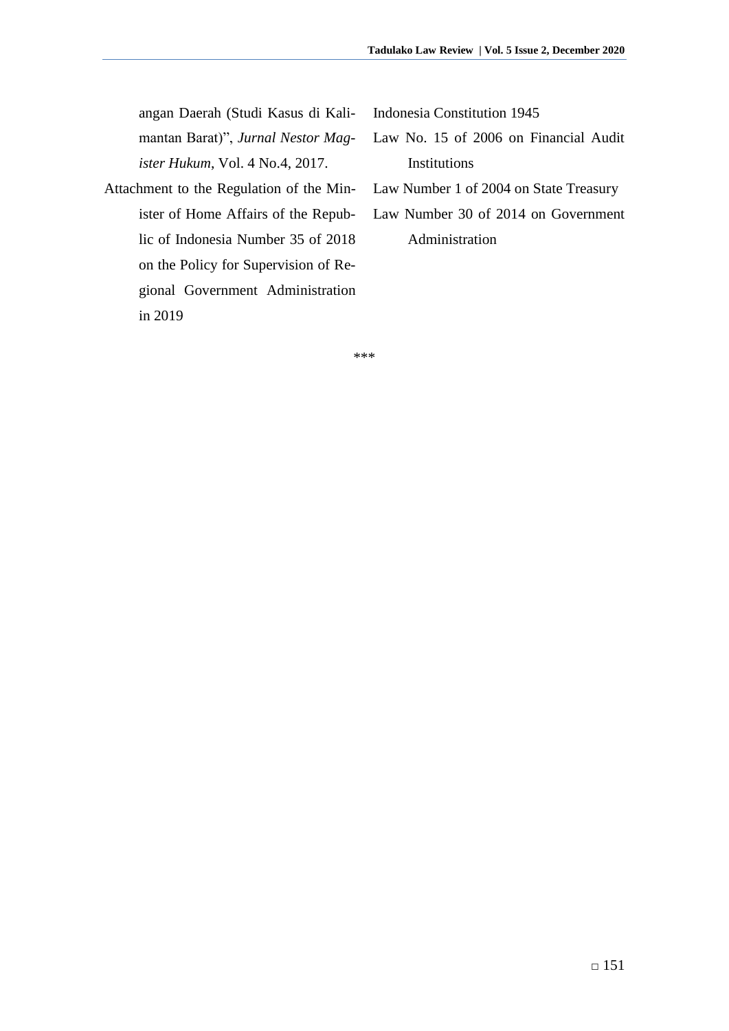angan Daerah (Studi Kasus di Kalimantan Barat)", *Jurnal Nestor Magister Hukum*, Vol. 4 No.4, 2017.

Attachment to the Regulation of the Minister of Home Affairs of the Republic of Indonesia Number 35 of 2018 on the Policy for Supervision of Regional Government Administration in 2019

Indonesia Constitution 1945

Law No. 15 of 2006 on Financial Audit Institutions

Law Number 1 of 2004 on State Treasury

Law Number 30 of 2014 on Government Administration

***